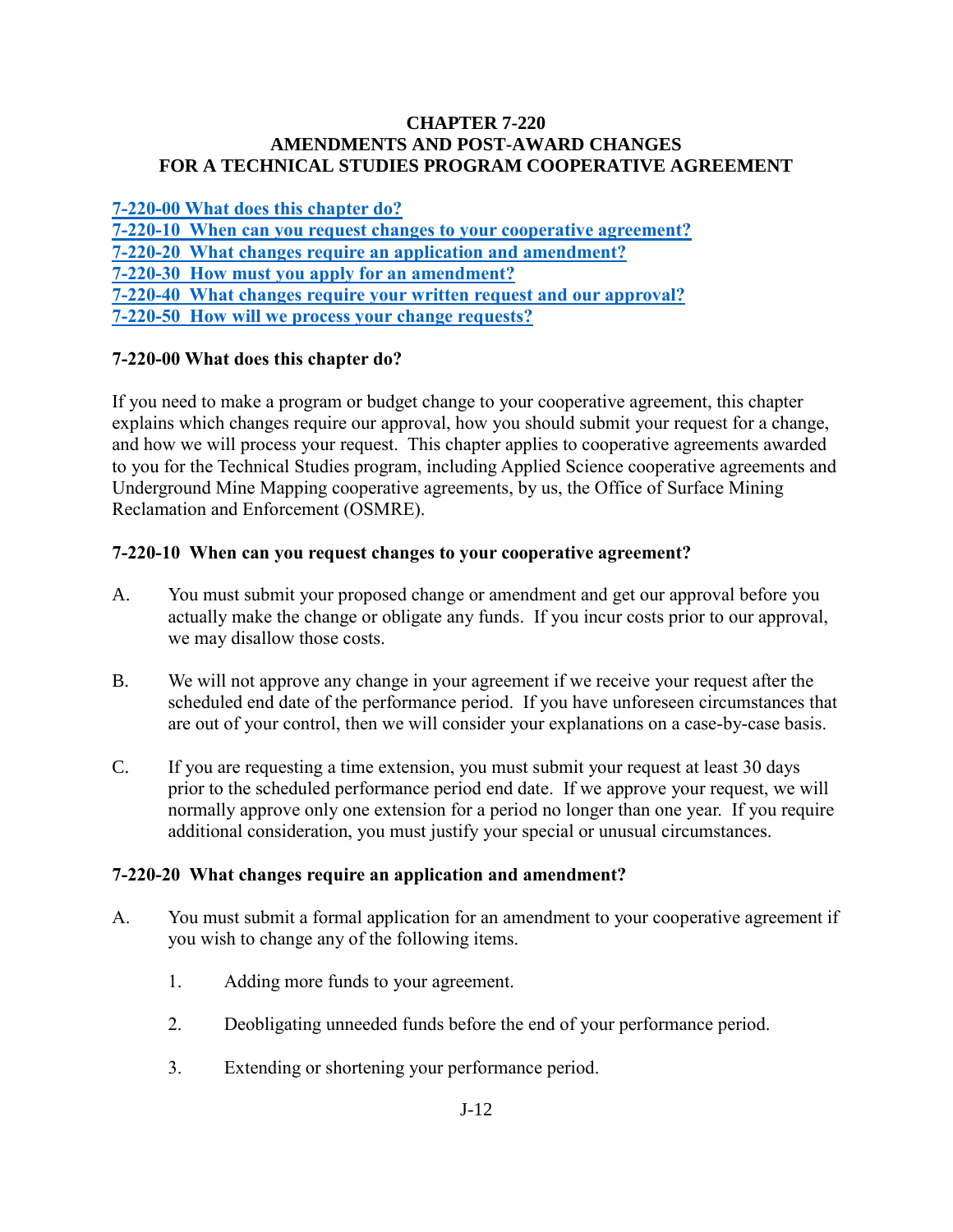# CHAPTER 7-220
# AMENDMENTS AND POST-AWARD CHANGES
# FOR A TECHNICAL STUDIES PROGRAM COOPERATIVE AGREEMENT

[7-220-00 What does this chapter do?](#)
[7-220-10 When can you request changes to your cooperative agreement?](#)
[7-220-20 What changes require an application and amendment?](#)
[7-220-30 How must you apply for an amendment?](#)
[7-220-40 What changes require your written request and our approval?](#)
[7-220-50 How will we process your change requests?](#)

## 7-220-00 What does this chapter do?

If you need to make a program or budget change to your cooperative agreement, this chapter explains which changes require our approval, how you should submit your request for a change, and how we will process your request. This chapter applies to cooperative agreements awarded to you for the Technical Studies program, including Applied Science cooperative agreements and Underground Mine Mapping cooperative agreements, by us, the Office of Surface Mining Reclamation and Enforcement (OSMRE).

## 7-220-10 When can you request changes to your cooperative agreement?

A. You must submit your proposed change or amendment and get our approval before you actually make the change or obligate any funds. If you incur costs prior to our approval, we may disallow those costs.

B. We will not approve any change in your agreement if we receive your request after the scheduled end date of the performance period. If you have unforeseen circumstances that are out of your control, then we will consider your explanations on a case-by-case basis.

C. If you are requesting a time extension, you must submit your request at least 30 days prior to the scheduled performance period end date. If we approve your request, we will normally approve only one extension for a period no longer than one year. If you require additional consideration, you must justify your special or unusual circumstances.

## 7-220-20 What changes require an application and amendment?

A. You must submit a formal application for an amendment to your cooperative agreement if you wish to change any of the following items.

   1. Adding more funds to your agreement.

   2. Deobligating unneeded funds before the end of your performance period.

   3. Extending or shortening your performance period.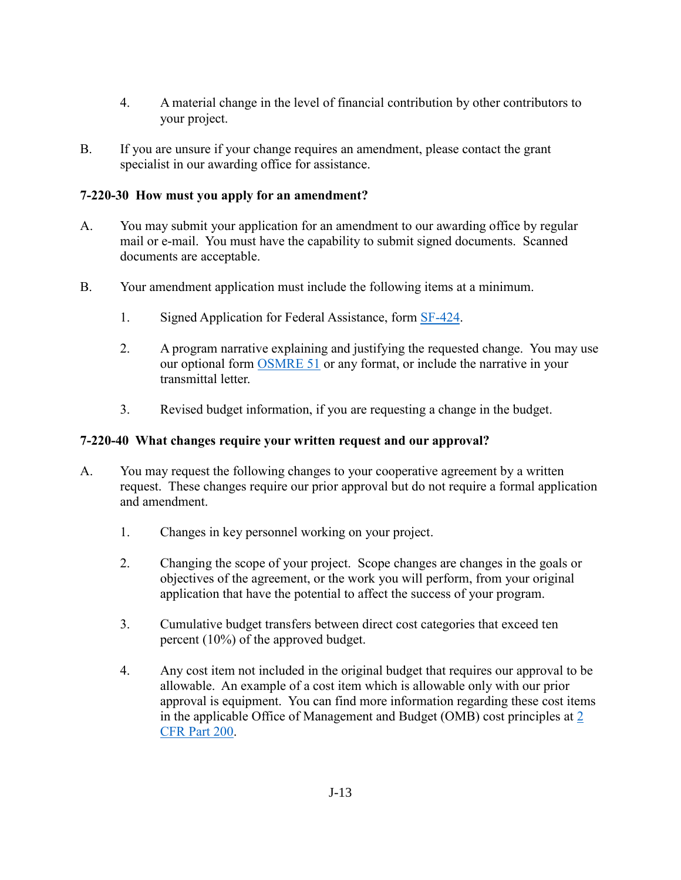4. A material change in the level of financial contribution by other contributors to your project.

B. If you are unsure if your change requires an amendment, please contact the grant specialist in our awarding office for assistance.

**7-220-30 How must you apply for an amendment?**

A. You may submit your application for an amendment to our awarding office by regular mail or e-mail. You must have the capability to submit signed documents. Scanned documents are acceptable.

B. Your amendment application must include the following items at a minimum.

1. Signed Application for Federal Assistance, form SF-424.

2. A program narrative explaining and justifying the requested change. You may use our optional form OSMRE 51 or any format, or include the narrative in your transmittal letter.

3. Revised budget information, if you are requesting a change in the budget.

**7-220-40 What changes require your written request and our approval?**

A. You may request the following changes to your cooperative agreement by a written request. These changes require our prior approval but do not require a formal application and amendment.

1. Changes in key personnel working on your project.

2. Changing the scope of your project. Scope changes are changes in the goals or objectives of the agreement, or the work you will perform, from your original application that have the potential to affect the success of your program.

3. Cumulative budget transfers between direct cost categories that exceed ten percent (10%) of the approved budget.

4. Any cost item not included in the original budget that requires our approval to be allowable. An example of a cost item which is allowable only with our prior approval is equipment. You can find more information regarding these cost items in the applicable Office of Management and Budget (OMB) cost principles at 2 CFR Part 200.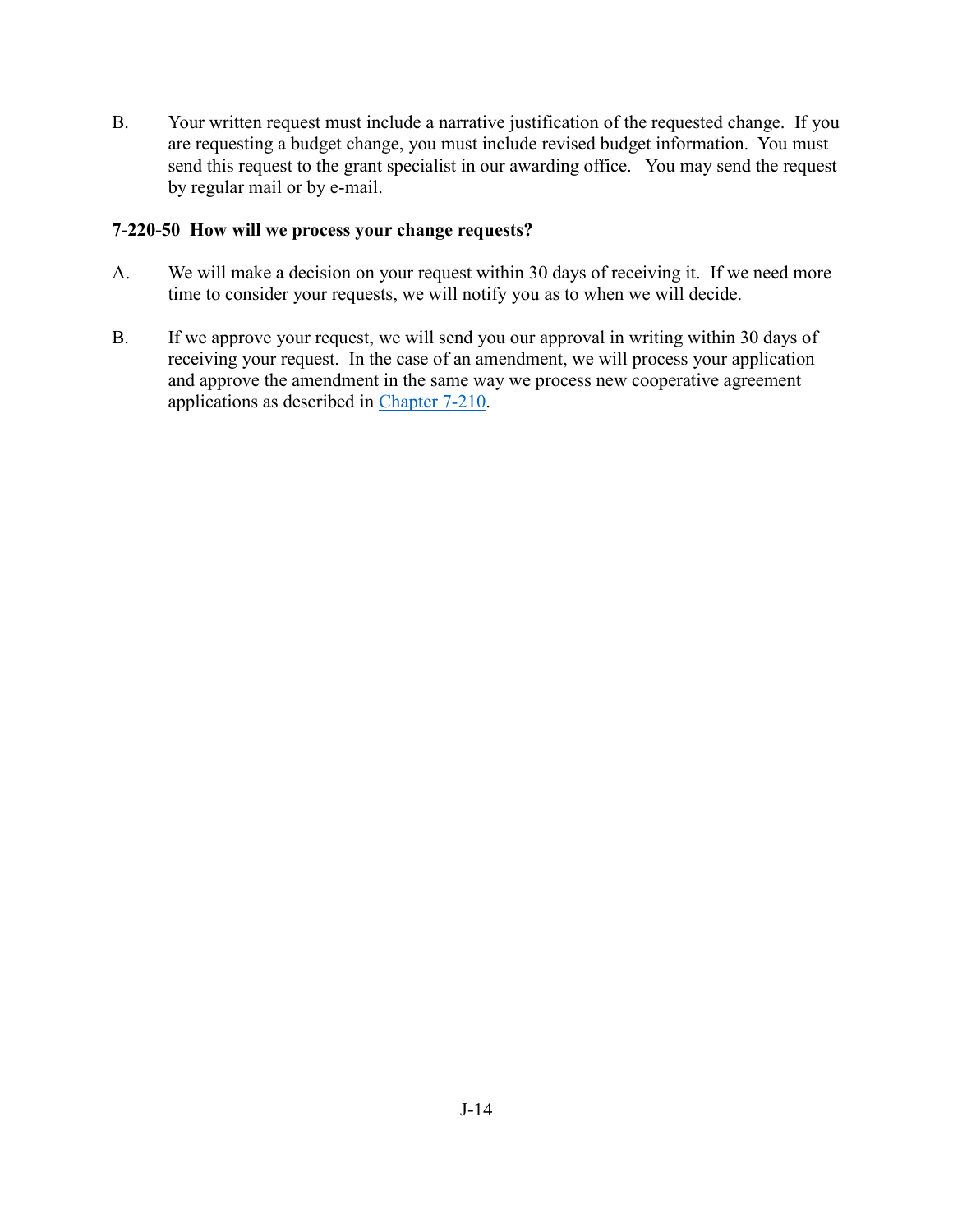B. Your written request must include a narrative justification of the requested change. If you are requesting a budget change, you must include revised budget information. You must send this request to the grant specialist in our awarding office. You may send the request by regular mail or by e-mail.

### 7-220-50 How will we process your change requests?

A. We will make a decision on your request within 30 days of receiving it. If we need more time to consider your requests, we will notify you as to when we will decide.

B. If we approve your request, we will send you our approval in writing within 30 days of receiving your request. In the case of an amendment, we will process your application and approve the amendment in the same way we process new cooperative agreement applications as described in Chapter 7-210.